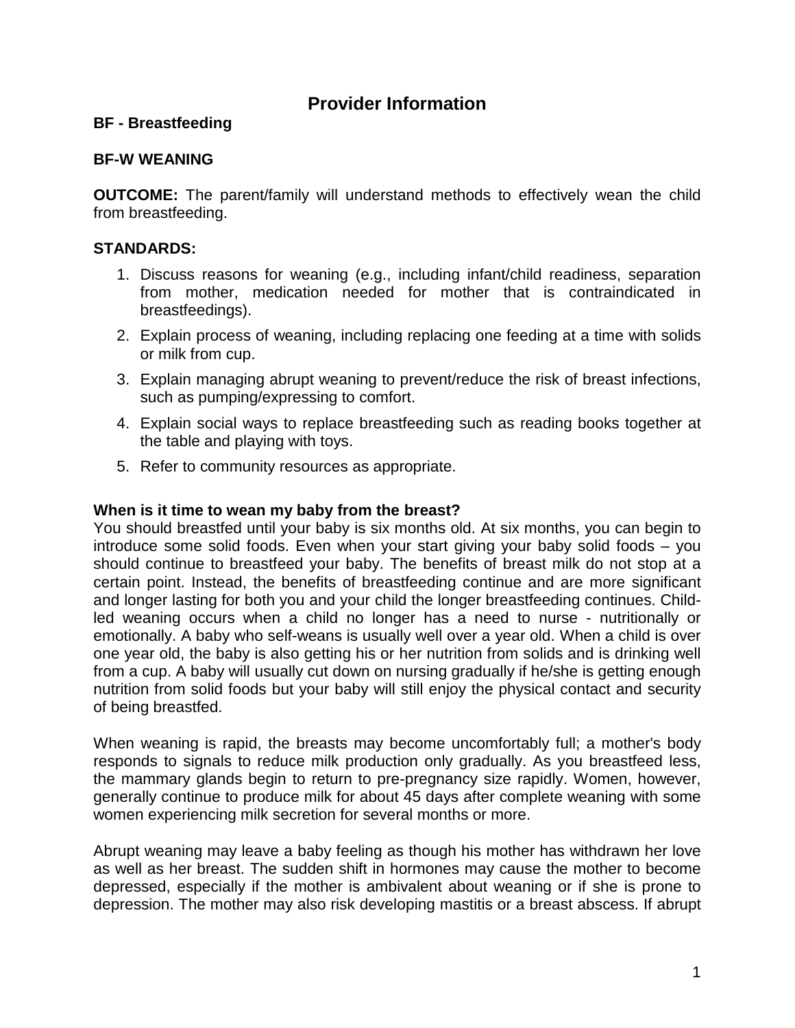# Provider Information

**BF - Breastfeeding**

**BF-W WEANING**

**OUTCOME:** The parent/family will understand methods to effectively wean the child from breastfeeding.

**STANDARDS:**

1. Discuss reasons for weaning (e.g., including infant/child readiness, separation from mother, medication needed for mother that is contraindicated in breastfeedings).
2. Explain process of weaning, including replacing one feeding at a time with solids or milk from cup.
3. Explain managing abrupt weaning to prevent/reduce the risk of breast infections, such as pumping/expressing to comfort.
4. Explain social ways to replace breastfeeding such as reading books together at the table and playing with toys.
5. Refer to community resources as appropriate.

**When is it time to wean my baby from the breast?**

You should breastfed until your baby is six months old. At six months, you can begin to introduce some solid foods. Even when your start giving your baby solid foods – you should continue to breastfeed your baby. The benefits of breast milk do not stop at a certain point. Instead, the benefits of breastfeeding continue and are more significant and longer lasting for both you and your child the longer breastfeeding continues. Child-led weaning occurs when a child no longer has a need to nurse - nutritionally or emotionally. A baby who self-weans is usually well over a year old. When a child is over one year old, the baby is also getting his or her nutrition from solids and is drinking well from a cup. A baby will usually cut down on nursing gradually if he/she is getting enough nutrition from solid foods but your baby will still enjoy the physical contact and security of being breastfed.

When weaning is rapid, the breasts may become uncomfortably full; a mother's body responds to signals to reduce milk production only gradually. As you breastfeed less, the mammary glands begin to return to pre-pregnancy size rapidly. Women, however, generally continue to produce milk for about 45 days after complete weaning with some women experiencing milk secretion for several months or more.

Abrupt weaning may leave a baby feeling as though his mother has withdrawn her love as well as her breast. The sudden shift in hormones may cause the mother to become depressed, especially if the mother is ambivalent about weaning or if she is prone to depression. The mother may also risk developing mastitis or a breast abscess. If abrupt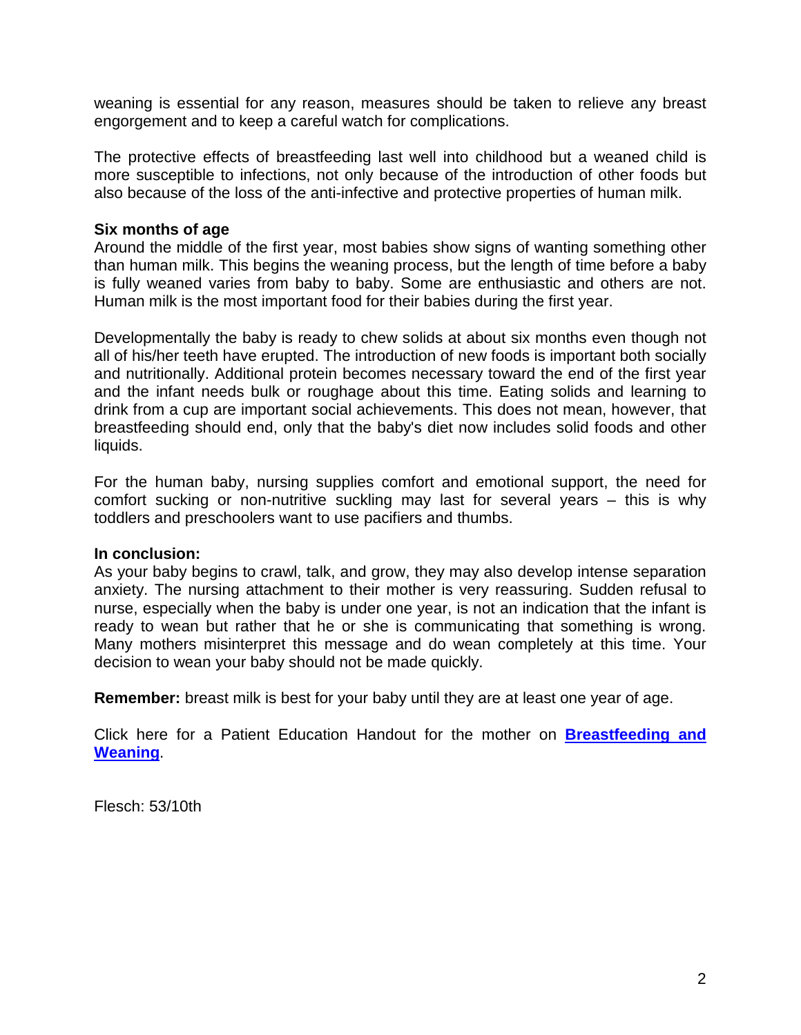weaning is essential for any reason, measures should be taken to relieve any breast engorgement and to keep a careful watch for complications.

The protective effects of breastfeeding last well into childhood but a weaned child is more susceptible to infections, not only because of the introduction of other foods but also because of the loss of the anti-infective and protective properties of human milk.

**Six months of age**

Around the middle of the first year, most babies show signs of wanting something other than human milk. This begins the weaning process, but the length of time before a baby is fully weaned varies from baby to baby. Some are enthusiastic and others are not. Human milk is the most important food for their babies during the first year.

Developmentally the baby is ready to chew solids at about six months even though not all of his/her teeth have erupted. The introduction of new foods is important both socially and nutritionally. Additional protein becomes necessary toward the end of the first year and the infant needs bulk or roughage about this time. Eating solids and learning to drink from a cup are important social achievements. This does not mean, however, that breastfeeding should end, only that the baby's diet now includes solid foods and other liquids.

For the human baby, nursing supplies comfort and emotional support, the need for comfort sucking or non-nutritive suckling may last for several years – this is why toddlers and preschoolers want to use pacifiers and thumbs.

**In conclusion:**

As your baby begins to crawl, talk, and grow, they may also develop intense separation anxiety. The nursing attachment to their mother is very reassuring. Sudden refusal to nurse, especially when the baby is under one year, is not an indication that the infant is ready to wean but rather that he or she is communicating that something is wrong. Many mothers misinterpret this message and do wean completely at this time. Your decision to wean your baby should not be made quickly.

**Remember:** breast milk is best for your baby until they are at least one year of age.

Click here for a Patient Education Handout for the mother on **Breastfeeding and Weaning**.

Flesch: 53/10th